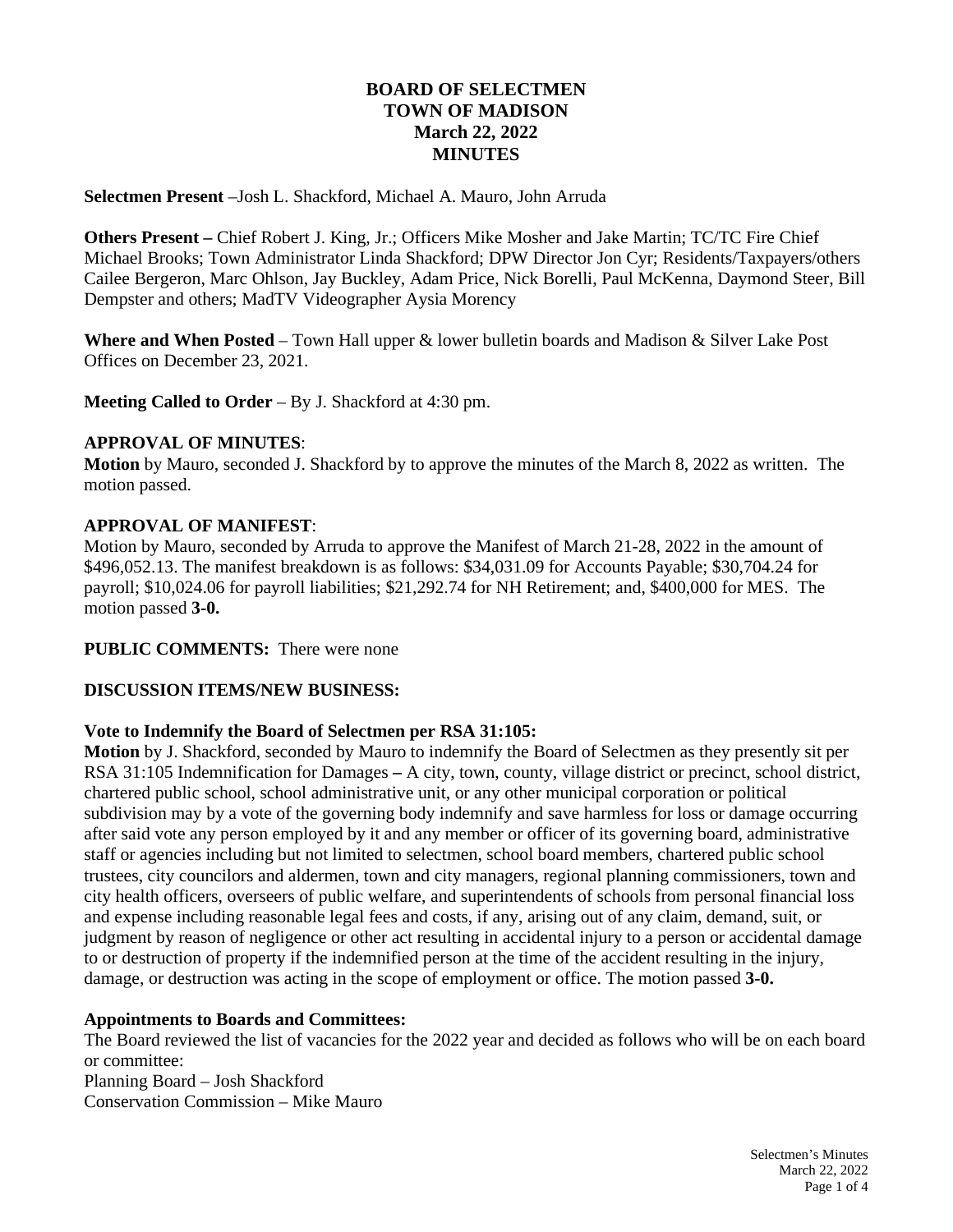# BOARD OF SELECTMEN
# TOWN OF MADISON
# March 22, 2022
# MINUTES

**Selectmen Present** –Josh L. Shackford, Michael A. Mauro, John Arruda

**Others Present –** Chief Robert J. King, Jr.; Officers Mike Mosher and Jake Martin; TC/TC Fire Chief Michael Brooks; Town Administrator Linda Shackford; DPW Director Jon Cyr; Residents/Taxpayers/others Cailee Bergeron, Marc Ohlson, Jay Buckley, Adam Price, Nick Borelli, Paul McKenna, Daymond Steer, Bill Dempster and others; MadTV Videographer Aysia Morency

**Where and When Posted** – Town Hall upper & lower bulletin boards and Madison & Silver Lake Post Offices on December 23, 2021.

**Meeting Called to Order** – By J. Shackford at 4:30 pm.

**APPROVAL OF MINUTES**:
**Motion** by Mauro, seconded J. Shackford by to approve the minutes of the March 8, 2022 as written. The motion passed.

**APPROVAL OF MANIFEST**:
Motion by Mauro, seconded by Arruda to approve the Manifest of March 21-28, 2022 in the amount of $496,052.13. The manifest breakdown is as follows: $34,031.09 for Accounts Payable; $30,704.24 for payroll; $10,024.06 for payroll liabilities; $21,292.74 for NH Retirement; and, $400,000 for MES. The motion passed **3-0.**

**PUBLIC COMMENTS:** There were none

**DISCUSSION ITEMS/NEW BUSINESS:**

**Vote to Indemnify the Board of Selectmen per RSA 31:105:**
**Motion** by J. Shackford, seconded by Mauro to indemnify the Board of Selectmen as they presently sit per RSA 31:105 Indemnification for Damages **–** A city, town, county, village district or precinct, school district, chartered public school, school administrative unit, or any other municipal corporation or political subdivision may by a vote of the governing body indemnify and save harmless for loss or damage occurring after said vote any person employed by it and any member or officer of its governing board, administrative staff or agencies including but not limited to selectmen, school board members, chartered public school trustees, city councilors and aldermen, town and city managers, regional planning commissioners, town and city health officers, overseers of public welfare, and superintendents of schools from personal financial loss and expense including reasonable legal fees and costs, if any, arising out of any claim, demand, suit, or judgment by reason of negligence or other act resulting in accidental injury to a person or accidental damage to or destruction of property if the indemnified person at the time of the accident resulting in the injury, damage, or destruction was acting in the scope of employment or office. The motion passed **3-0.**

**Appointments to Boards and Committees:**
The Board reviewed the list of vacancies for the 2022 year and decided as follows who will be on each board or committee:
Planning Board – Josh Shackford
Conservation Commission – Mike Mauro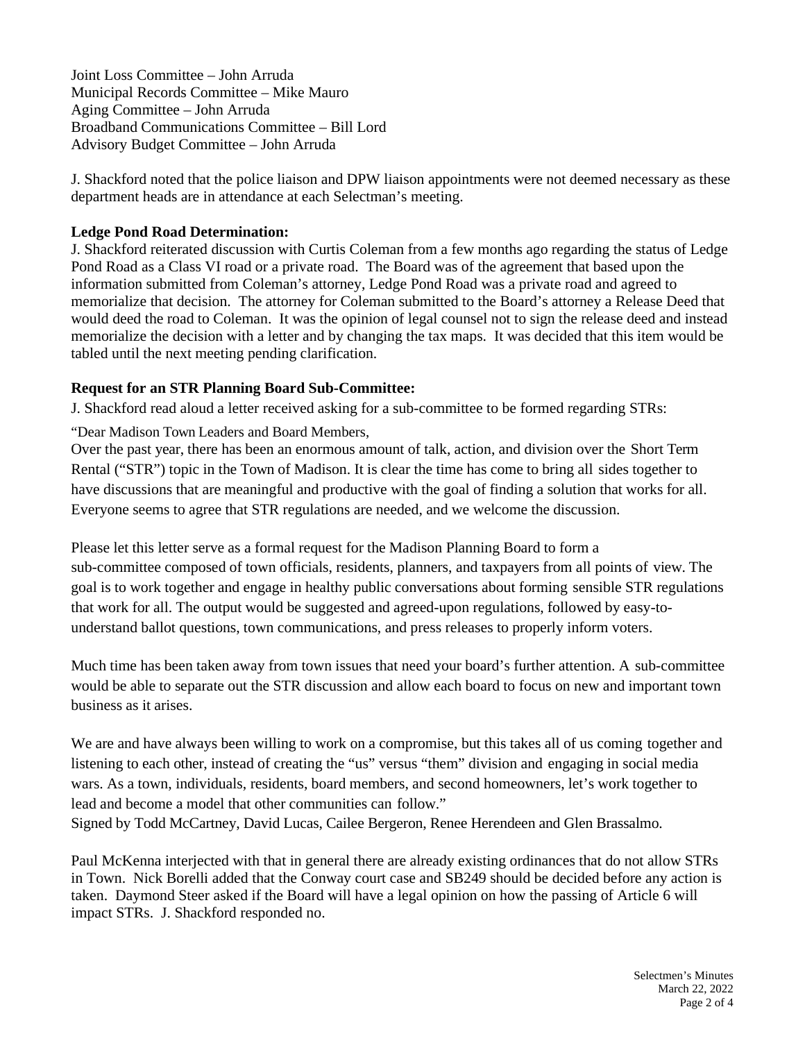Joint Loss Committee – John Arruda
Municipal Records Committee – Mike Mauro
Aging Committee – John Arruda
Broadband Communications Committee – Bill Lord
Advisory Budget Committee – John Arruda

J. Shackford noted that the police liaison and DPW liaison appointments were not deemed necessary as these department heads are in attendance at each Selectman's meeting.

**Ledge Pond Road Determination:**
J. Shackford reiterated discussion with Curtis Coleman from a few months ago regarding the status of Ledge Pond Road as a Class VI road or a private road. The Board was of the agreement that based upon the information submitted from Coleman's attorney, Ledge Pond Road was a private road and agreed to memorialize that decision. The attorney for Coleman submitted to the Board's attorney a Release Deed that would deed the road to Coleman. It was the opinion of legal counsel not to sign the release deed and instead memorialize the decision with a letter and by changing the tax maps. It was decided that this item would be tabled until the next meeting pending clarification.

**Request for an STR Planning Board Sub-Committee:**
J. Shackford read aloud a letter received asking for a sub-committee to be formed regarding STRs:

"Dear Madison Town Leaders and Board Members,
Over the past year, there has been an enormous amount of talk, action, and division over the Short Term Rental ("STR") topic in the Town of Madison. It is clear the time has come to bring all sides together to have discussions that are meaningful and productive with the goal of finding a solution that works for all. Everyone seems to agree that STR regulations are needed, and we welcome the discussion.

Please let this letter serve as a formal request for the Madison Planning Board to form a sub-committee composed of town officials, residents, planners, and taxpayers from all points of view. The goal is to work together and engage in healthy public conversations about forming sensible STR regulations that work for all. The output would be suggested and agreed-upon regulations, followed by easy-to-understand ballot questions, town communications, and press releases to properly inform voters.

Much time has been taken away from town issues that need your board's further attention. A sub-committee would be able to separate out the STR discussion and allow each board to focus on new and important town business as it arises.

We are and have always been willing to work on a compromise, but this takes all of us coming together and listening to each other, instead of creating the "us" versus "them" division and engaging in social media wars. As a town, individuals, residents, board members, and second homeowners, let's work together to lead and become a model that other communities can follow."
Signed by Todd McCartney, David Lucas, Cailee Bergeron, Renee Herendeen and Glen Brassalmo.

Paul McKenna interjected with that in general there are already existing ordinances that do not allow STRs in Town. Nick Borelli added that the Conway court case and SB249 should be decided before any action is taken. Daymond Steer asked if the Board will have a legal opinion on how the passing of Article 6 will impact STRs. J. Shackford responded no.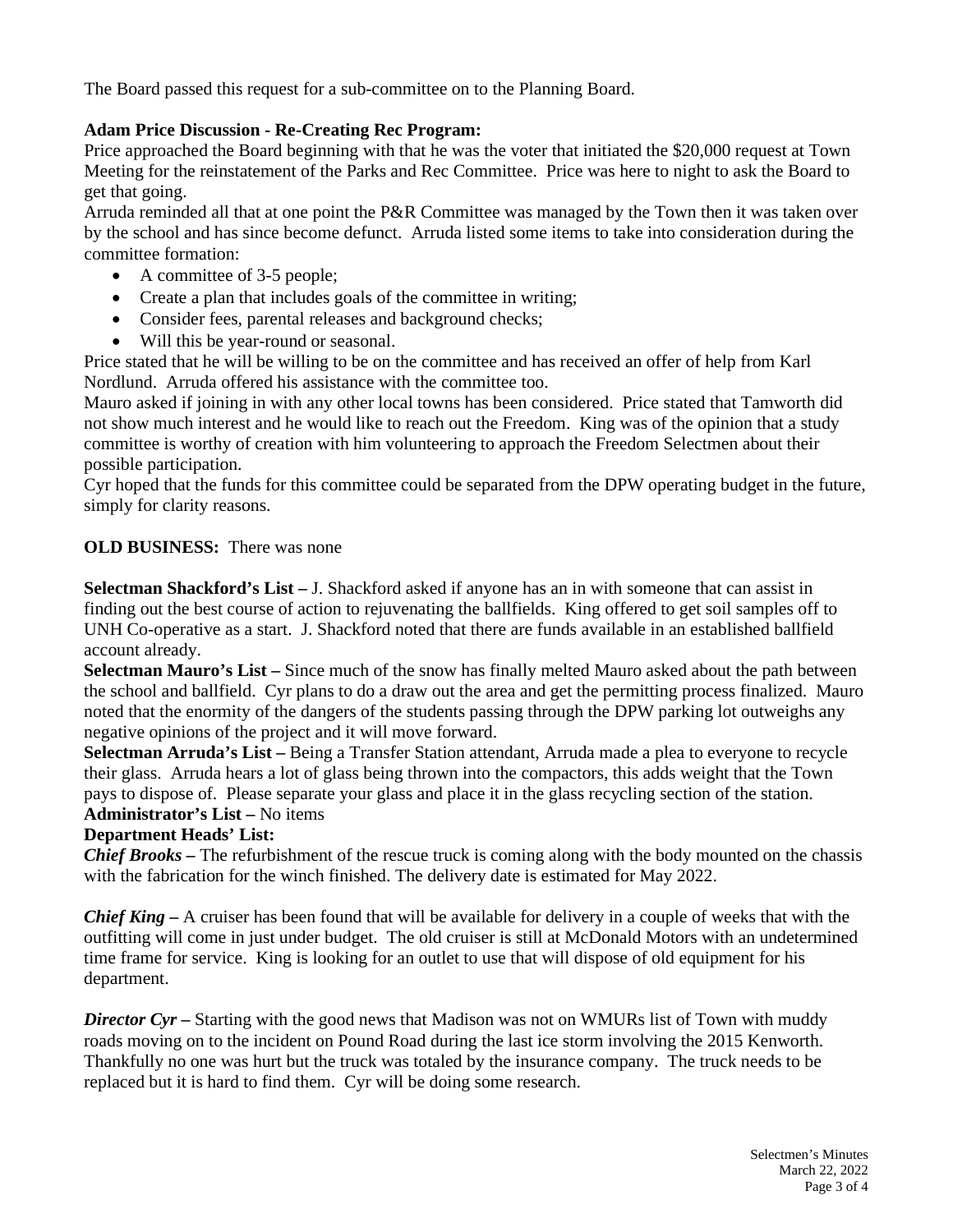The Board passed this request for a sub-committee on to the Planning Board.

**Adam Price Discussion - Re-Creating Rec Program:**
Price approached the Board beginning with that he was the voter that initiated the $20,000 request at Town Meeting for the reinstatement of the Parks and Rec Committee. Price was here to night to ask the Board to get that going.
Arruda reminded all that at one point the P&R Committee was managed by the Town then it was taken over by the school and has since become defunct. Arruda listed some items to take into consideration during the committee formation:

- A committee of 3-5 people;
- Create a plan that includes goals of the committee in writing;
- Consider fees, parental releases and background checks;
- Will this be year-round or seasonal.

Price stated that he will be willing to be on the committee and has received an offer of help from Karl Nordlund. Arruda offered his assistance with the committee too.
Mauro asked if joining in with any other local towns has been considered. Price stated that Tamworth did not show much interest and he would like to reach out the Freedom. King was of the opinion that a study committee is worthy of creation with him volunteering to approach the Freedom Selectmen about their possible participation.
Cyr hoped that the funds for this committee could be separated from the DPW operating budget in the future, simply for clarity reasons.

**OLD BUSINESS:** There was none

**Selectman Shackford's List –** J. Shackford asked if anyone has an in with someone that can assist in finding out the best course of action to rejuvenating the ballfields. King offered to get soil samples off to UNH Co-operative as a start. J. Shackford noted that there are funds available in an established ballfield account already.
**Selectman Mauro's List –** Since much of the snow has finally melted Mauro asked about the path between the school and ballfield. Cyr plans to do a draw out the area and get the permitting process finalized. Mauro noted that the enormity of the dangers of the students passing through the DPW parking lot outweighs any negative opinions of the project and it will move forward.
**Selectman Arruda's List –** Being a Transfer Station attendant, Arruda made a plea to everyone to recycle their glass. Arruda hears a lot of glass being thrown into the compactors, this adds weight that the Town pays to dispose of. Please separate your glass and place it in the glass recycling section of the station.
**Administrator's List –** No items
**Department Heads' List:**
***Chief Brooks –*** The refurbishment of the rescue truck is coming along with the body mounted on the chassis with the fabrication for the winch finished. The delivery date is estimated for May 2022.

***Chief King –*** A cruiser has been found that will be available for delivery in a couple of weeks that with the outfitting will come in just under budget. The old cruiser is still at McDonald Motors with an undetermined time frame for service. King is looking for an outlet to use that will dispose of old equipment for his department.

***Director Cyr –*** Starting with the good news that Madison was not on WMURs list of Town with muddy roads moving on to the incident on Pound Road during the last ice storm involving the 2015 Kenworth. Thankfully no one was hurt but the truck was totaled by the insurance company. The truck needs to be replaced but it is hard to find them. Cyr will be doing some research.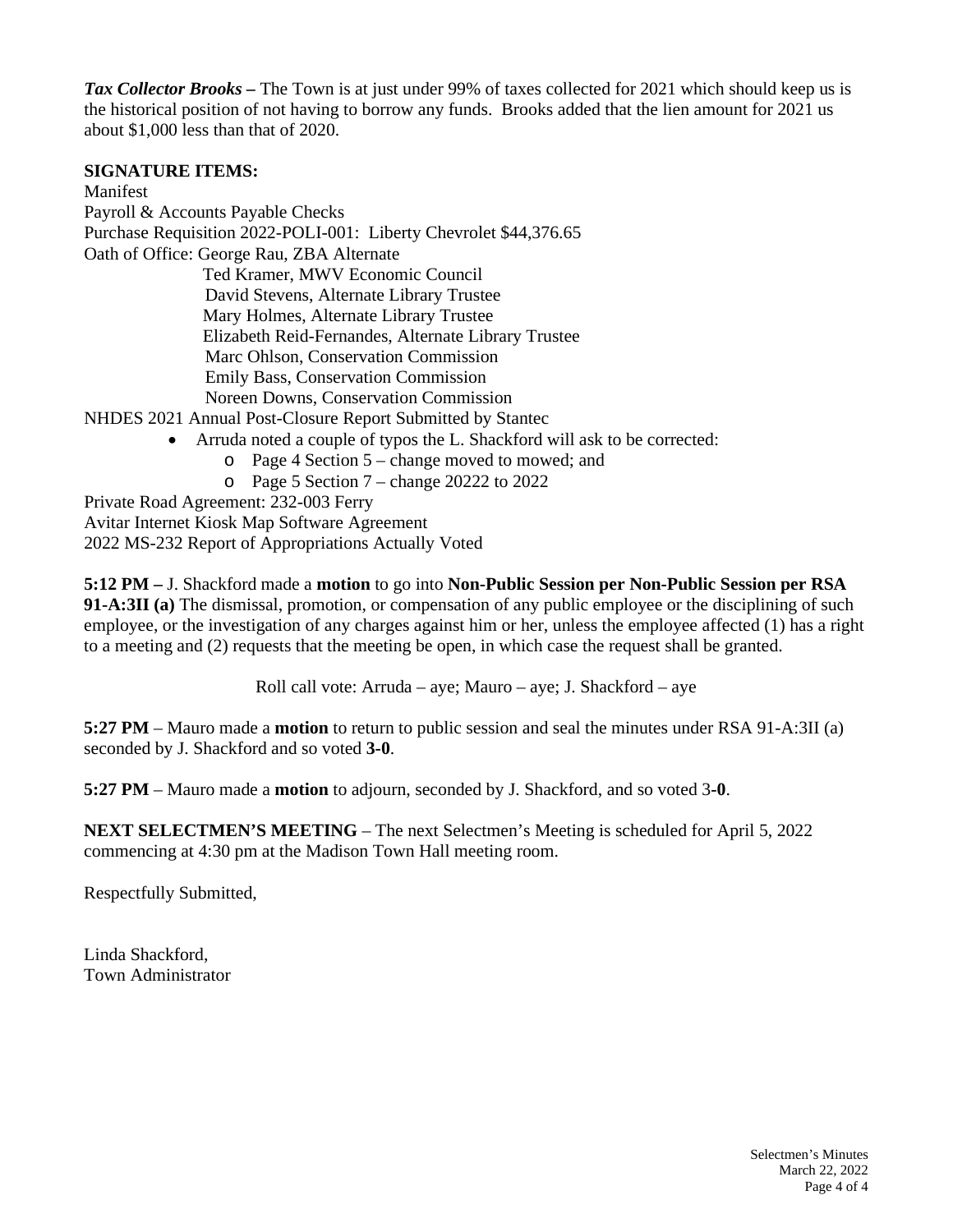***Tax Collector Brooks* –** The Town is at just under 99% of taxes collected for 2021 which should keep us is the historical position of not having to borrow any funds. Brooks added that the lien amount for 2021 us about $1,000 less than that of 2020.

**SIGNATURE ITEMS:**

Manifest
Payroll & Accounts Payable Checks
Purchase Requisition 2022-POLI-001: Liberty Chevrolet $44,376.65
Oath of Office: George Rau, ZBA Alternate
Ted Kramer, MWV Economic Council
David Stevens, Alternate Library Trustee
Mary Holmes, Alternate Library Trustee
Elizabeth Reid-Fernandes, Alternate Library Trustee
Marc Ohlson, Conservation Commission
Emily Bass, Conservation Commission
Noreen Downs, Conservation Commission
NHDES 2021 Annual Post-Closure Report Submitted by Stantec

- Arruda noted a couple of typos the L. Shackford will ask to be corrected:
  - Page 4 Section 5 – change moved to mowed; and
  - Page 5 Section 7 – change 20222 to 2022

Private Road Agreement: 232-003 Ferry
Avitar Internet Kiosk Map Software Agreement
2022 MS-232 Report of Appropriations Actually Voted

**5:12 PM –** J. Shackford made a **motion** to go into **Non-Public Session per Non-Public Session per RSA 91-A:3II (a)** The dismissal, promotion, or compensation of any public employee or the disciplining of such employee, or the investigation of any charges against him or her, unless the employee affected (1) has a right to a meeting and (2) requests that the meeting be open, in which case the request shall be granted.

Roll call vote: Arruda – aye; Mauro – aye; J. Shackford – aye

**5:27 PM** – Mauro made a **motion** to return to public session and seal the minutes under RSA 91-A:3II (a) seconded by J. Shackford and so voted **3-0**.

**5:27 PM** – Mauro made a **motion** to adjourn, seconded by J. Shackford, and so voted 3**-0**.

**NEXT SELECTMEN'S MEETING** – The next Selectmen's Meeting is scheduled for April 5, 2022 commencing at 4:30 pm at the Madison Town Hall meeting room.

Respectfully Submitted,

Linda Shackford,
Town Administrator